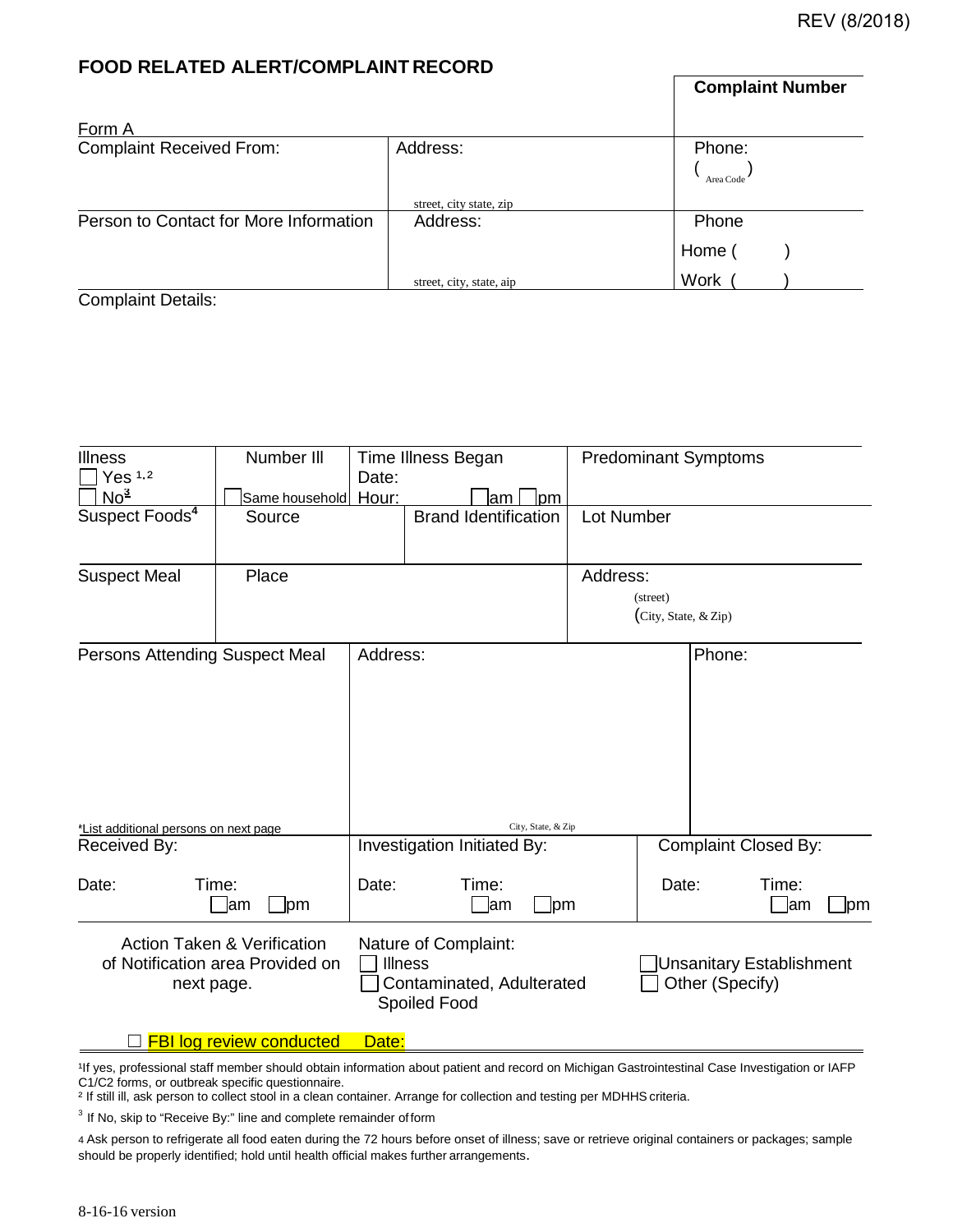REV (8/2018)

## FOOD RELATED ALERT/COMPLAINT RECORD

| | | Complaint Number |
|---|---|---|
| Form A | | |
| Complaint Received From: | Address: street, city state, zip | Phone: ( Area Code ) |
| Person to Contact for More Information | Address: street, city, state, aip | Phone Home ( ) Work ( ) |

Complaint Details:

| Illness | Number Ill | Time Illness Began | | Predominant Symptoms |
|---|---|---|---|---|
| ☐ Yes [1,2] ☐ No[3] | ☐ Same household | Date: Hour: ☐am ☐pm | | |
| Suspect Foods[4] | Source | | Brand Identification | Lot Number |
| Suspect Meal | Place | | | Address: (street) (City, State, & Zip) |

| Persons Attending Suspect Meal | Address: | Phone: |
|---|---|---|
| *List additional persons on next page | City, State, & Zip | |

| Received By: | Investigation Initiated By: | Complaint Closed By: |
|---|---|---|
| Date: Time: ☐am ☐pm | Date: Time: ☐am ☐pm | Date: Time: ☐am ☐pm |

Action Taken & Verification of Notification area Provided on next page.

Nature of Complaint:
- ☐ Illness
- ☐ Contaminated, Adulterated Spoiled Food
- ☐ Unsanitary Establishment
- ☐ Other (Specify)

☐ FBI log review conducted Date:

[1] If yes, professional staff member should obtain information about patient and record on Michigan Gastrointestinal Case Investigation or IAFP C1/C2 forms, or outbreak specific questionnaire.

[2] If still ill, ask person to collect stool in a clean container. Arrange for collection and testing per MDHHS criteria.

[3] If No, skip to "Receive By:" line and complete remainder of form

[4] Ask person to refrigerate all food eaten during the 72 hours before onset of illness; save or retrieve original containers or packages; sample should be properly identified; hold until health official makes further arrangements.

8-16-16 version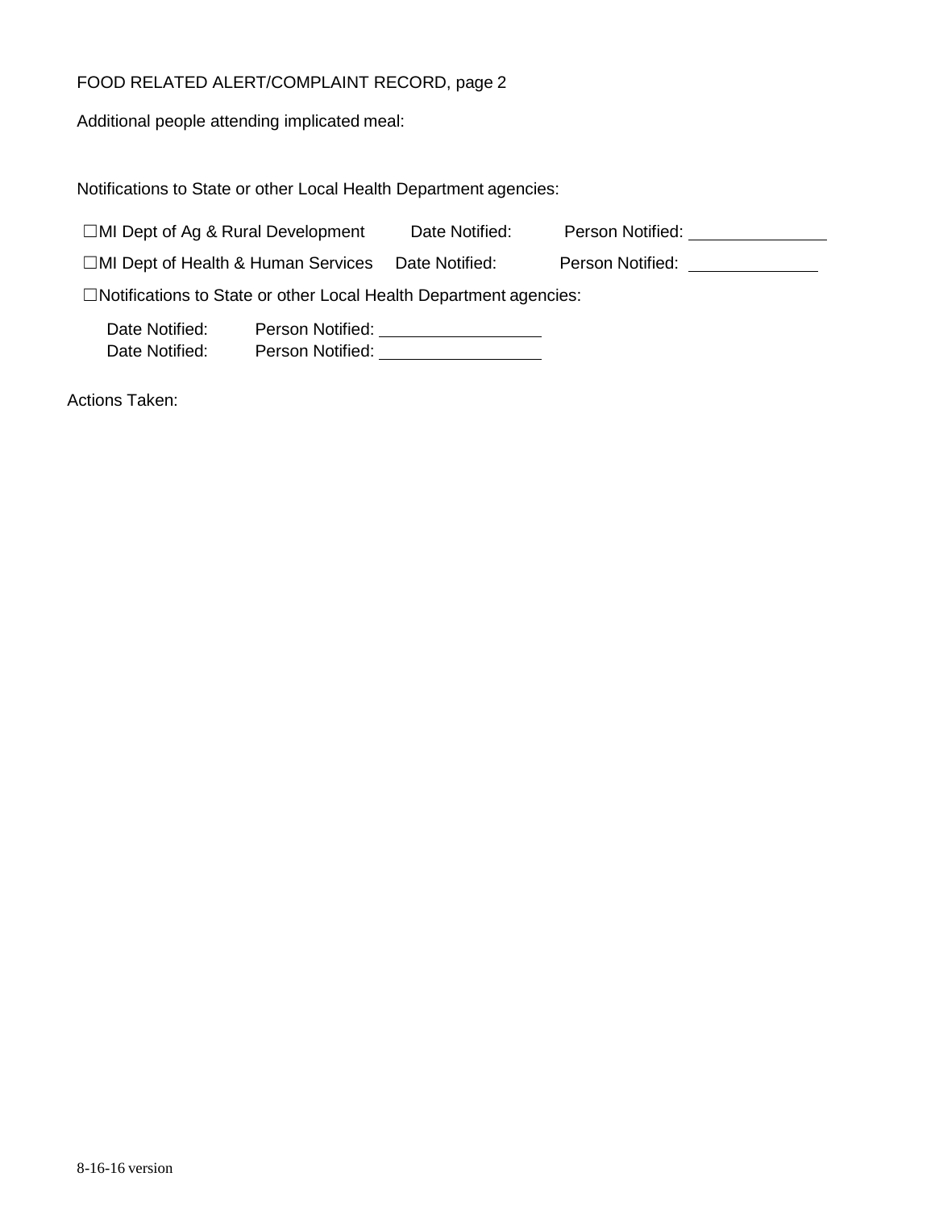FOOD RELATED ALERT/COMPLAINT RECORD, page 2

Additional people attending implicated meal:

Notifications to State or other Local Health Department agencies:

☐MI Dept of Ag & Rural Development Date Notified: Person Notified: \_\_\_\_\_\_\_\_\_\_\_\_\_\_

☐MI Dept of Health & Human Services Date Notified: Person Notified: \_\_\_\_\_\_\_\_\_\_\_\_\_\_

☐Notifications to State or other Local Health Department agencies:

Date Notified: Person Notified: \_\_\_\_\_\_\_\_\_\_\_\_\_\_\_\_

Date Notified: Person Notified: \_\_\_\_\_\_\_\_\_\_\_\_\_\_\_\_

Actions Taken:

8-16-16 version